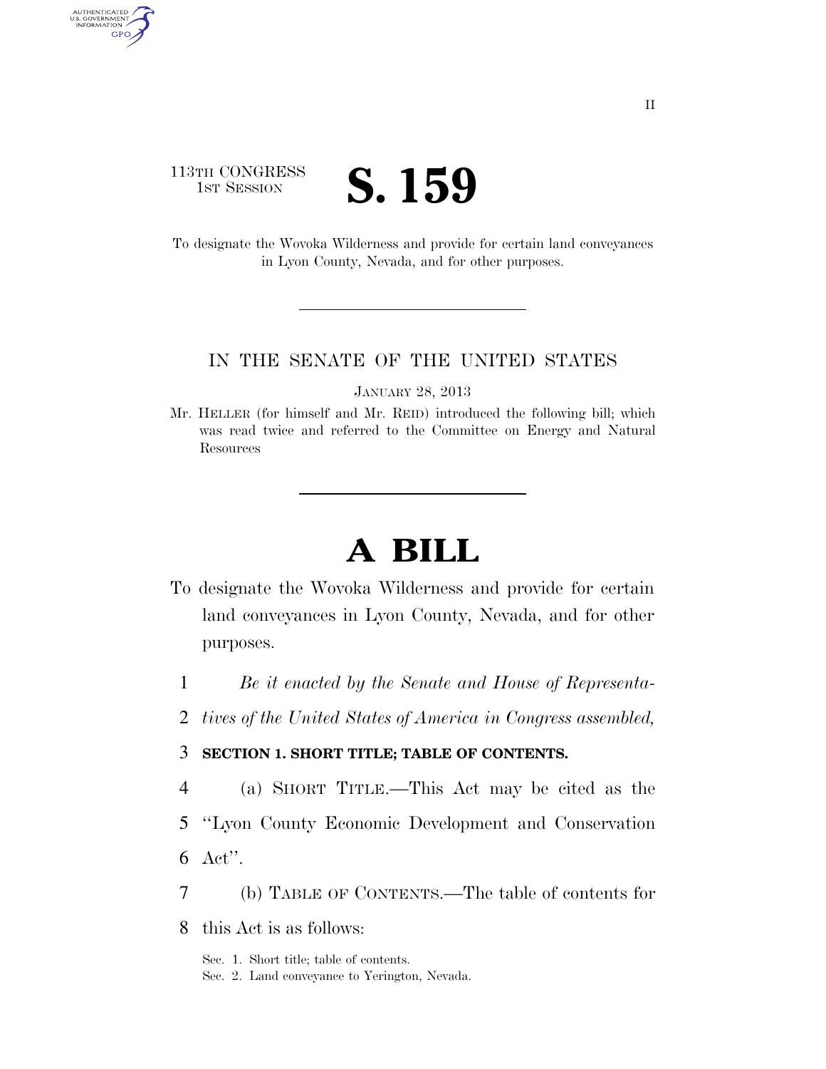113TH CONGRESS
1ST SESSION

# S. 159

To designate the Wovoka Wilderness and provide for certain land conveyances in Lyon County, Nevada, and for other purposes.

IN THE SENATE OF THE UNITED STATES

JANUARY 28, 2013

Mr. HELLER (for himself and Mr. REID) introduced the following bill; which was read twice and referred to the Committee on Energy and Natural Resources

# A BILL

To designate the Wovoka Wilderness and provide for certain land conveyances in Lyon County, Nevada, and for other purposes.

1 *Be it enacted by the Senate and House of Representa-*
2 *tives of the United States of America in Congress assembled,*

3 **SECTION 1. SHORT TITLE; TABLE OF CONTENTS.**

4 (a) SHORT TITLE.—This Act may be cited as the
5 "Lyon County Economic Development and Conservation
6 Act".

7 (b) TABLE OF CONTENTS.—The table of contents for
8 this Act is as follows:

Sec. 1. Short title; table of contents.
Sec. 2. Land conveyance to Yerington, Nevada.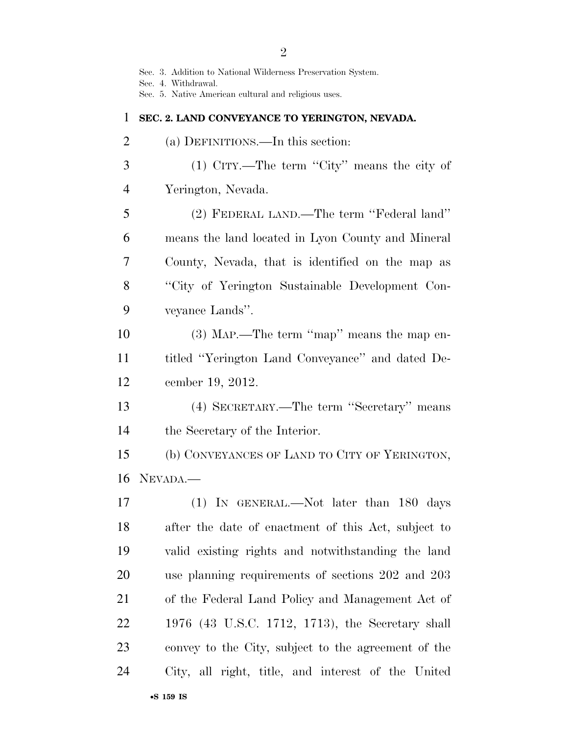Sec. 3. Addition to National Wilderness Preservation System.
Sec. 4. Withdrawal.
Sec. 5. Native American cultural and religious uses.

## SEC. 2. LAND CONVEYANCE TO YERINGTON, NEVADA.

(a) DEFINITIONS.—In this section:

(1) CITY.—The term "City" means the city of Yerington, Nevada.

(2) FEDERAL LAND.—The term "Federal land" means the land located in Lyon County and Mineral County, Nevada, that is identified on the map as "City of Yerington Sustainable Development Conveyance Lands".

(3) MAP.—The term "map" means the map entitled "Yerington Land Conveyance" and dated December 19, 2012.

(4) SECRETARY.—The term "Secretary" means the Secretary of the Interior.

(b) CONVEYANCES OF LAND TO CITY OF YERINGTON, NEVADA.—

(1) IN GENERAL.—Not later than 180 days after the date of enactment of this Act, subject to valid existing rights and notwithstanding the land use planning requirements of sections 202 and 203 of the Federal Land Policy and Management Act of 1976 (43 U.S.C. 1712, 1713), the Secretary shall convey to the City, subject to the agreement of the City, all right, title, and interest of the United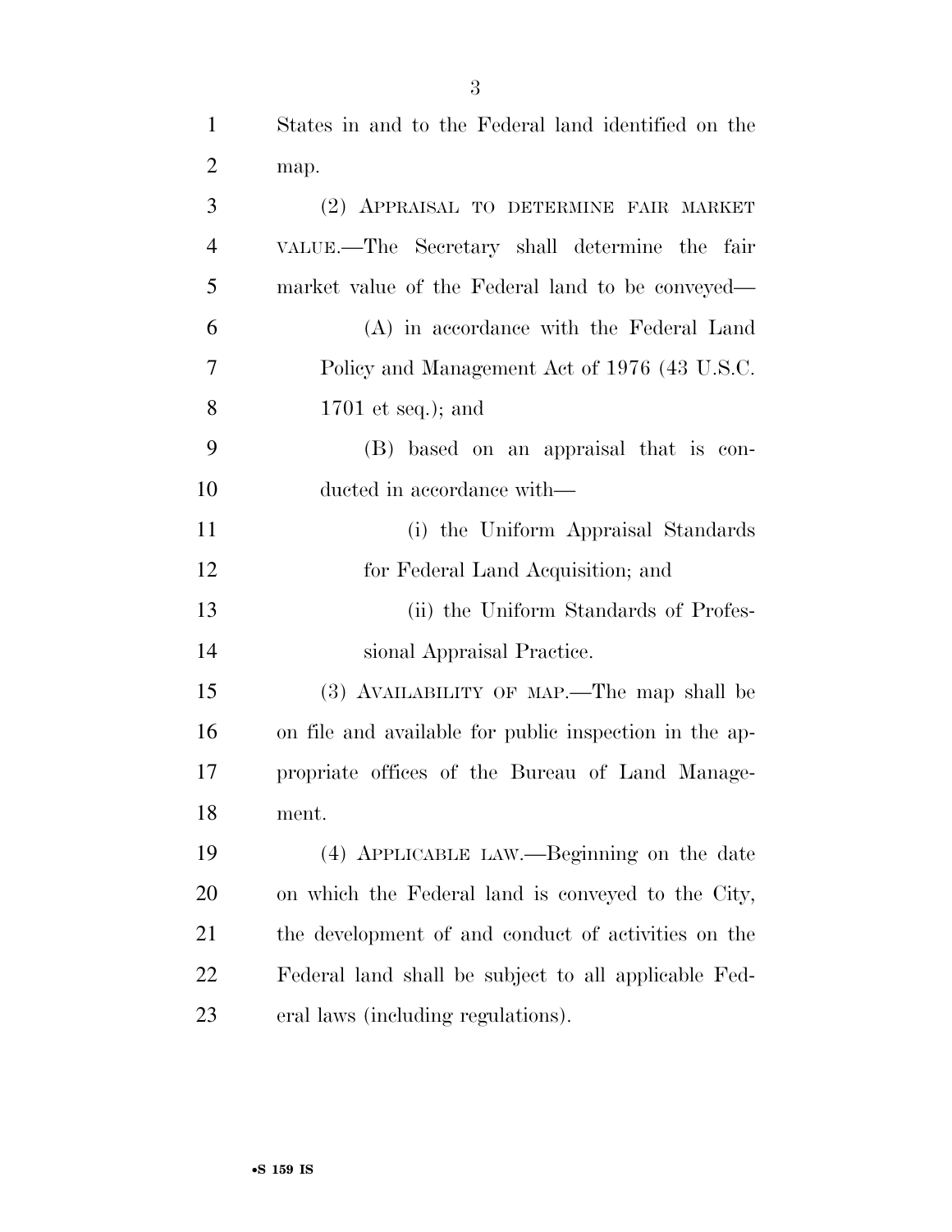States in and to the Federal land identified on the map.

(2) APPRAISAL TO DETERMINE FAIR MARKET VALUE.—The Secretary shall determine the fair market value of the Federal land to be conveyed—

(A) in accordance with the Federal Land Policy and Management Act of 1976 (43 U.S.C. 1701 et seq.); and

(B) based on an appraisal that is conducted in accordance with—

(i) the Uniform Appraisal Standards for Federal Land Acquisition; and

(ii) the Uniform Standards of Professional Appraisal Practice.

(3) AVAILABILITY OF MAP.—The map shall be on file and available for public inspection in the appropriate offices of the Bureau of Land Management.

(4) APPLICABLE LAW.—Beginning on the date on which the Federal land is conveyed to the City, the development of and conduct of activities on the Federal land shall be subject to all applicable Federal laws (including regulations).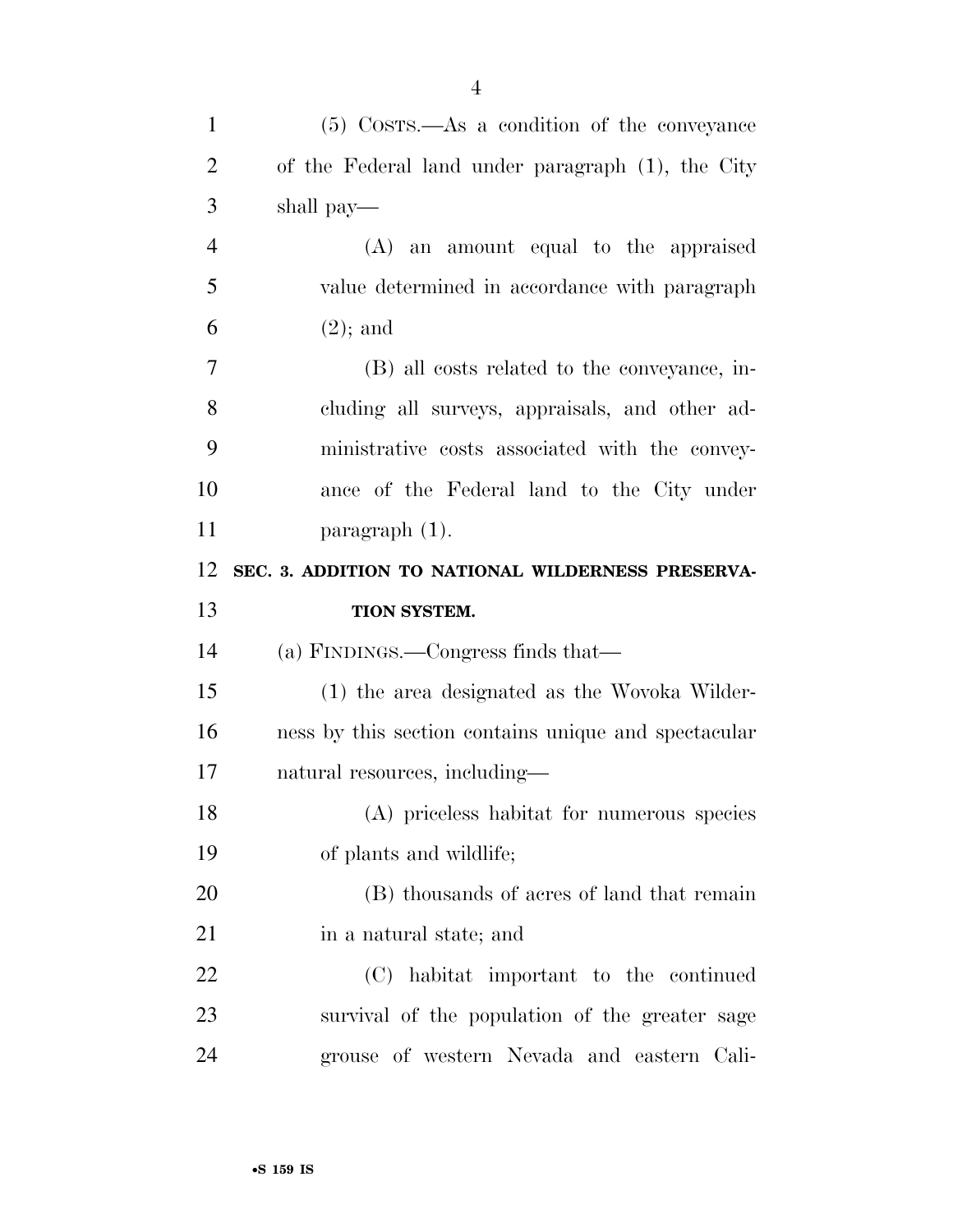(5) COSTS.—As a condition of the conveyance of the Federal land under paragraph (1), the City shall pay—

(A) an amount equal to the appraised value determined in accordance with paragraph (2); and

(B) all costs related to the conveyance, including all surveys, appraisals, and other administrative costs associated with the conveyance of the Federal land to the City under paragraph (1).

## SEC. 3. ADDITION TO NATIONAL WILDERNESS PRESERVATION SYSTEM.

(a) FINDINGS.—Congress finds that—

(1) the area designated as the Wovoka Wilderness by this section contains unique and spectacular natural resources, including—

(A) priceless habitat for numerous species of plants and wildlife;

(B) thousands of acres of land that remain in a natural state; and

(C) habitat important to the continued survival of the population of the greater sage grouse of western Nevada and eastern Cali-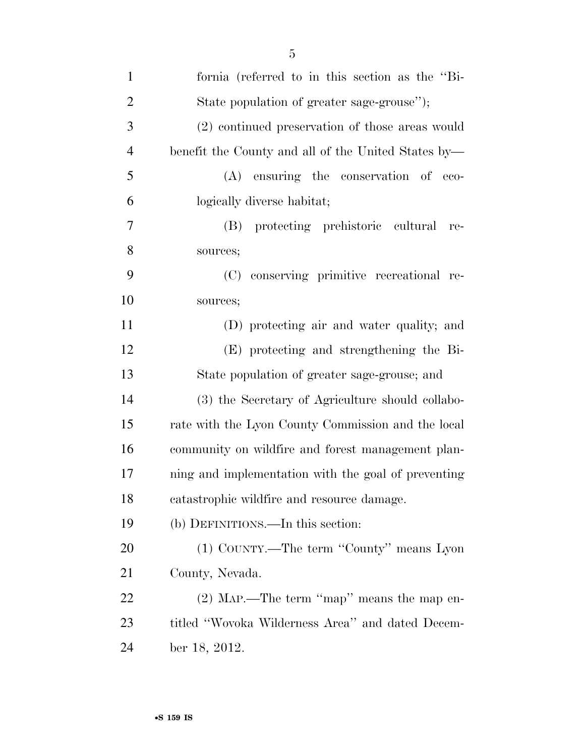fornia (referred to in this section as the "Bi-State population of greater sage-grouse");

(2) continued preservation of those areas would benefit the County and all of the United States by—

(A) ensuring the conservation of ecologically diverse habitat;

(B) protecting prehistoric cultural resources;

(C) conserving primitive recreational resources;

(D) protecting air and water quality; and

(E) protecting and strengthening the Bi-State population of greater sage-grouse; and

(3) the Secretary of Agriculture should collaborate with the Lyon County Commission and the local community on wildfire and forest management planning and implementation with the goal of preventing catastrophic wildfire and resource damage.

(b) DEFINITIONS.—In this section:

(1) COUNTY.—The term "County" means Lyon County, Nevada.

(2) MAP.—The term "map" means the map entitled "Wovoka Wilderness Area" and dated December 18, 2012.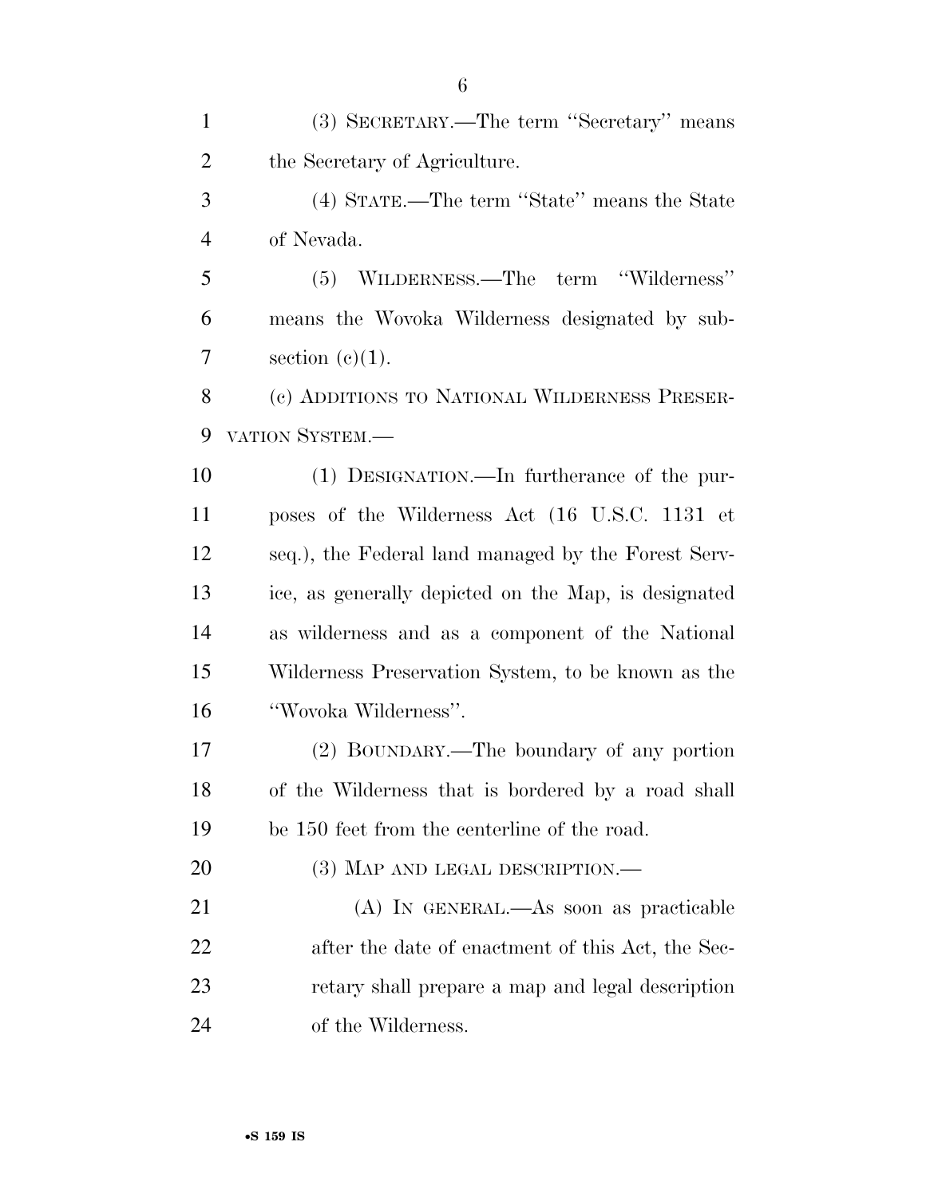(3) SECRETARY.—The term ''Secretary'' means the Secretary of Agriculture.

(4) STATE.—The term ''State'' means the State of Nevada.

(5) WILDERNESS.—The term ''Wilderness'' means the Wovoka Wilderness designated by subsection (c)(1).

(c) ADDITIONS TO NATIONAL WILDERNESS PRESERVATION SYSTEM.—

(1) DESIGNATION.—In furtherance of the purposes of the Wilderness Act (16 U.S.C. 1131 et seq.), the Federal land managed by the Forest Service, as generally depicted on the Map, is designated as wilderness and as a component of the National Wilderness Preservation System, to be known as the ''Wovoka Wilderness''.

(2) BOUNDARY.—The boundary of any portion of the Wilderness that is bordered by a road shall be 150 feet from the centerline of the road.

(3) MAP AND LEGAL DESCRIPTION.—

(A) IN GENERAL.—As soon as practicable after the date of enactment of this Act, the Secretary shall prepare a map and legal description of the Wilderness.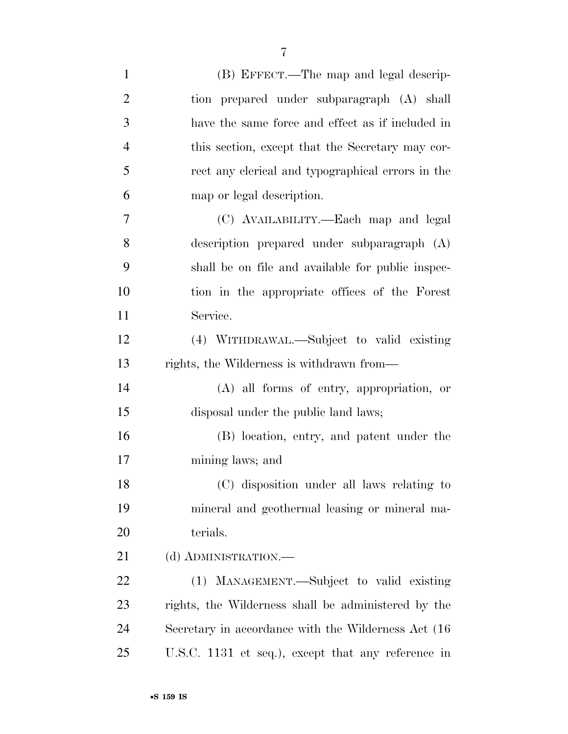(B) EFFECT.—The map and legal description prepared under subparagraph (A) shall have the same force and effect as if included in this section, except that the Secretary may correct any clerical and typographical errors in the map or legal description.

(C) AVAILABILITY.—Each map and legal description prepared under subparagraph (A) shall be on file and available for public inspection in the appropriate offices of the Forest Service.

(4) WITHDRAWAL.—Subject to valid existing rights, the Wilderness is withdrawn from—

(A) all forms of entry, appropriation, or disposal under the public land laws;

(B) location, entry, and patent under the mining laws; and

(C) disposition under all laws relating to mineral and geothermal leasing or mineral materials.

(d) ADMINISTRATION.—

(1) MANAGEMENT.—Subject to valid existing rights, the Wilderness shall be administered by the Secretary in accordance with the Wilderness Act (16 U.S.C. 1131 et seq.), except that any reference in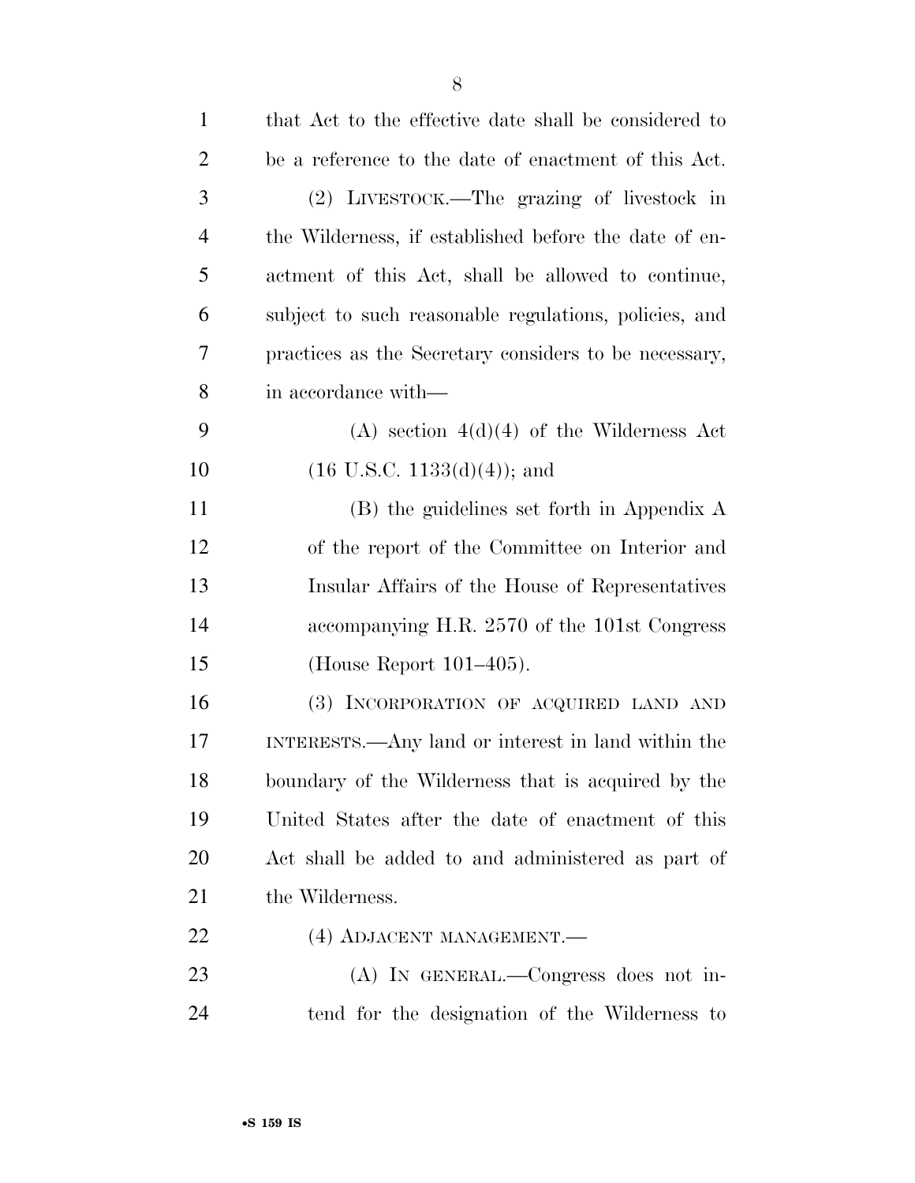that Act to the effective date shall be considered to be a reference to the date of enactment of this Act.

(2) LIVESTOCK.—The grazing of livestock in the Wilderness, if established before the date of enactment of this Act, shall be allowed to continue, subject to such reasonable regulations, policies, and practices as the Secretary considers to be necessary, in accordance with—

(A) section 4(d)(4) of the Wilderness Act (16 U.S.C. 1133(d)(4)); and

(B) the guidelines set forth in Appendix A of the report of the Committee on Interior and Insular Affairs of the House of Representatives accompanying H.R. 2570 of the 101st Congress (House Report 101–405).

(3) INCORPORATION OF ACQUIRED LAND AND INTERESTS.—Any land or interest in land within the boundary of the Wilderness that is acquired by the United States after the date of enactment of this Act shall be added to and administered as part of the Wilderness.

(4) ADJACENT MANAGEMENT.—

(A) IN GENERAL.—Congress does not intend for the designation of the Wilderness to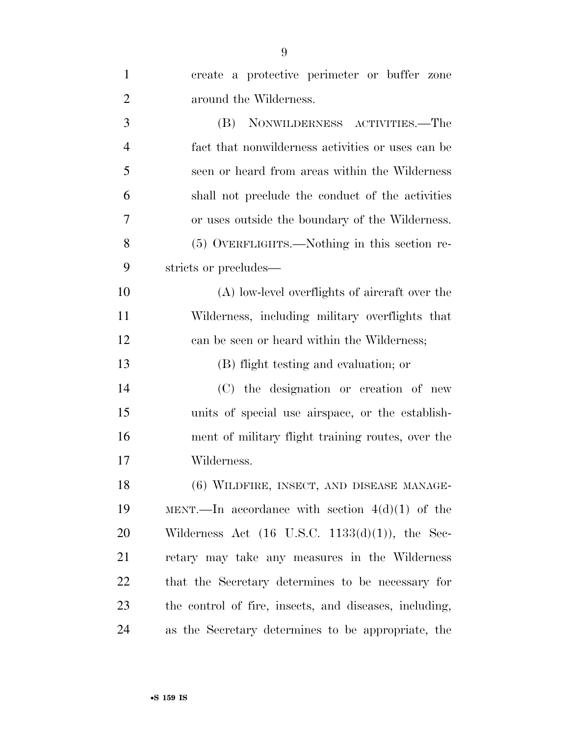create a protective perimeter or buffer zone around the Wilderness.

(B) NONWILDERNESS ACTIVITIES.—The fact that nonwilderness activities or uses can be seen or heard from areas within the Wilderness shall not preclude the conduct of the activities or uses outside the boundary of the Wilderness.

(5) OVERFLIGHTS.—Nothing in this section restricts or precludes—

(A) low-level overflights of aircraft over the Wilderness, including military overflights that can be seen or heard within the Wilderness;

(B) flight testing and evaluation; or

(C) the designation or creation of new units of special use airspace, or the establishment of military flight training routes, over the Wilderness.

(6) WILDFIRE, INSECT, AND DISEASE MANAGEMENT.—In accordance with section 4(d)(1) of the Wilderness Act (16 U.S.C. 1133(d)(1)), the Secretary may take any measures in the Wilderness that the Secretary determines to be necessary for the control of fire, insects, and diseases, including, as the Secretary determines to be appropriate, the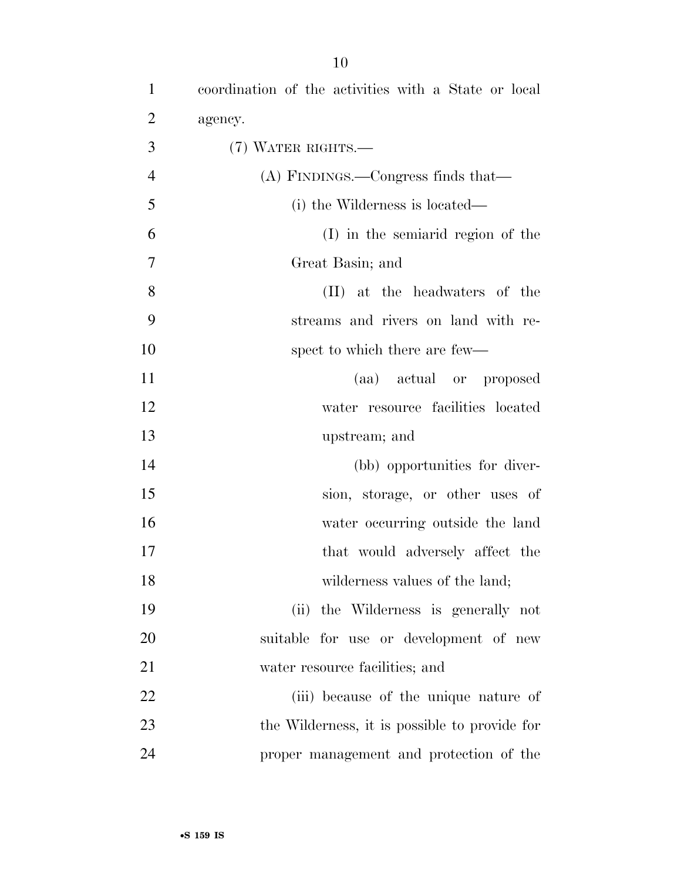coordination of the activities with a State or local agency.

(7) WATER RIGHTS.—

(A) FINDINGS.—Congress finds that—

(i) the Wilderness is located—

(I) in the semiarid region of the Great Basin; and

(II) at the headwaters of the streams and rivers on land with respect to which there are few—

(aa) actual or proposed water resource facilities located upstream; and

(bb) opportunities for diversion, storage, or other uses of water occurring outside the land that would adversely affect the wilderness values of the land;

(ii) the Wilderness is generally not suitable for use or development of new water resource facilities; and

(iii) because of the unique nature of the Wilderness, it is possible to provide for proper management and protection of the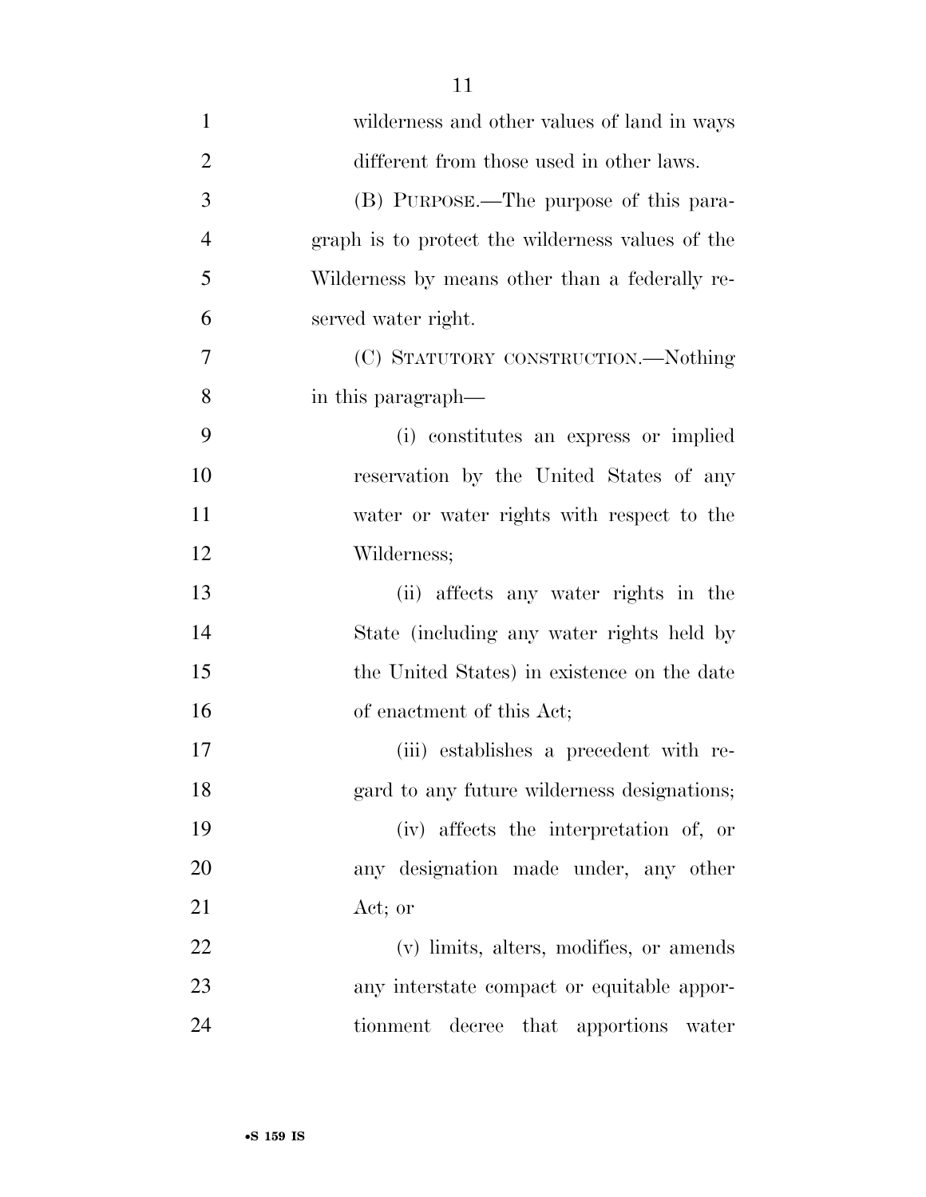wilderness and other values of land in ways different from those used in other laws.

(B) PURPOSE.—The purpose of this paragraph is to protect the wilderness values of the Wilderness by means other than a federally reserved water right.

(C) STATUTORY CONSTRUCTION.—Nothing in this paragraph—

(i) constitutes an express or implied reservation by the United States of any water or water rights with respect to the Wilderness;

(ii) affects any water rights in the State (including any water rights held by the United States) in existence on the date of enactment of this Act;

(iii) establishes a precedent with regard to any future wilderness designations;

(iv) affects the interpretation of, or any designation made under, any other Act; or

(v) limits, alters, modifies, or amends any interstate compact or equitable apportionment decree that apportions water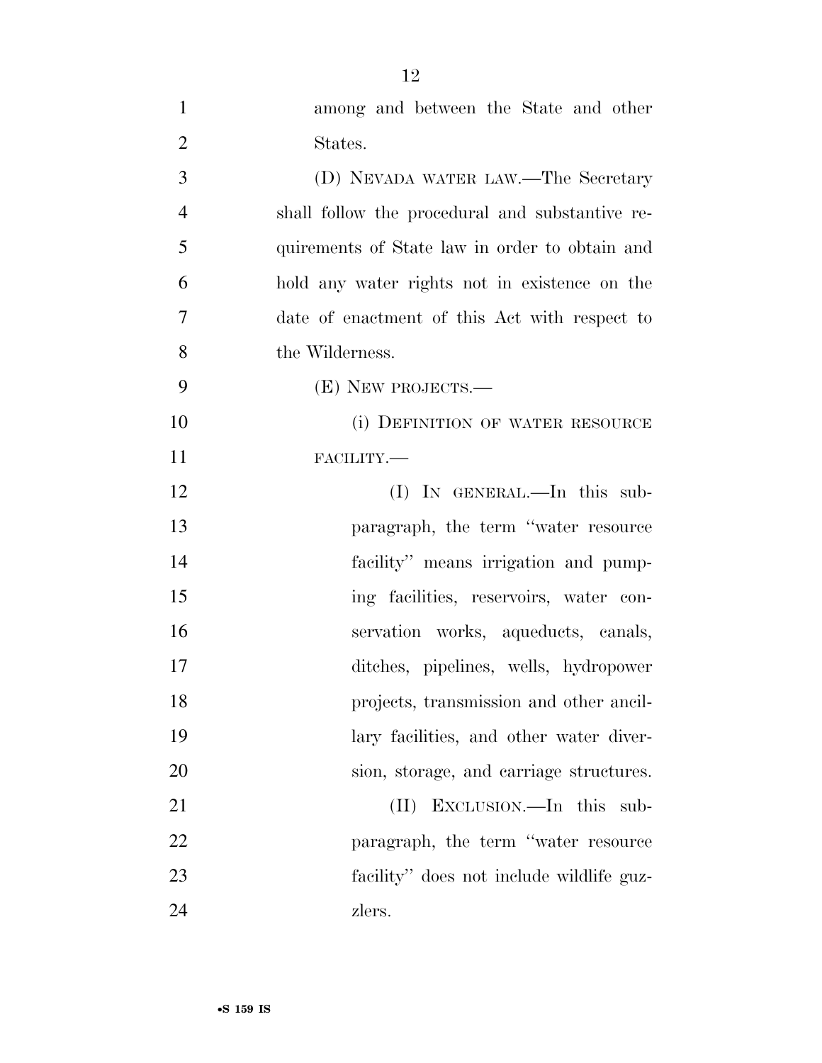among and between the State and other States.

(D) NEVADA WATER LAW.—The Secretary shall follow the procedural and substantive requirements of State law in order to obtain and hold any water rights not in existence on the date of enactment of this Act with respect to the Wilderness.

(E) NEW PROJECTS.—

(i) DEFINITION OF WATER RESOURCE FACILITY.—

(I) IN GENERAL.—In this subparagraph, the term "water resource facility" means irrigation and pumping facilities, reservoirs, water conservation works, aqueducts, canals, ditches, pipelines, wells, hydropower projects, transmission and other ancillary facilities, and other water diversion, storage, and carriage structures.

(II) EXCLUSION.—In this subparagraph, the term "water resource facility" does not include wildlife guzzlers.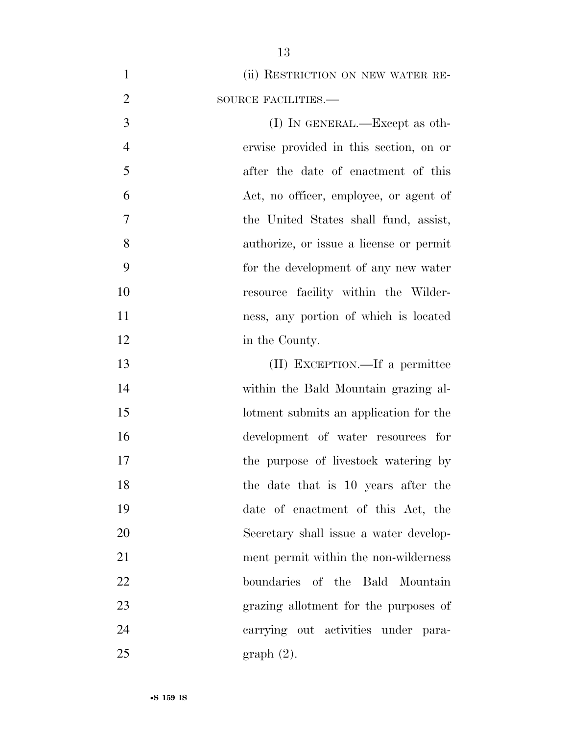(ii) RESTRICTION ON NEW WATER RESOURCE FACILITIES.—

(I) IN GENERAL.—Except as otherwise provided in this section, on or after the date of enactment of this Act, no officer, employee, or agent of the United States shall fund, assist, authorize, or issue a license or permit for the development of any new water resource facility within the Wilderness, any portion of which is located in the County.

(II) EXCEPTION.—If a permittee within the Bald Mountain grazing allotment submits an application for the development of water resources for the purpose of livestock watering by the date that is 10 years after the date of enactment of this Act, the Secretary shall issue a water development permit within the non-wilderness boundaries of the Bald Mountain grazing allotment for the purposes of carrying out activities under paragraph (2).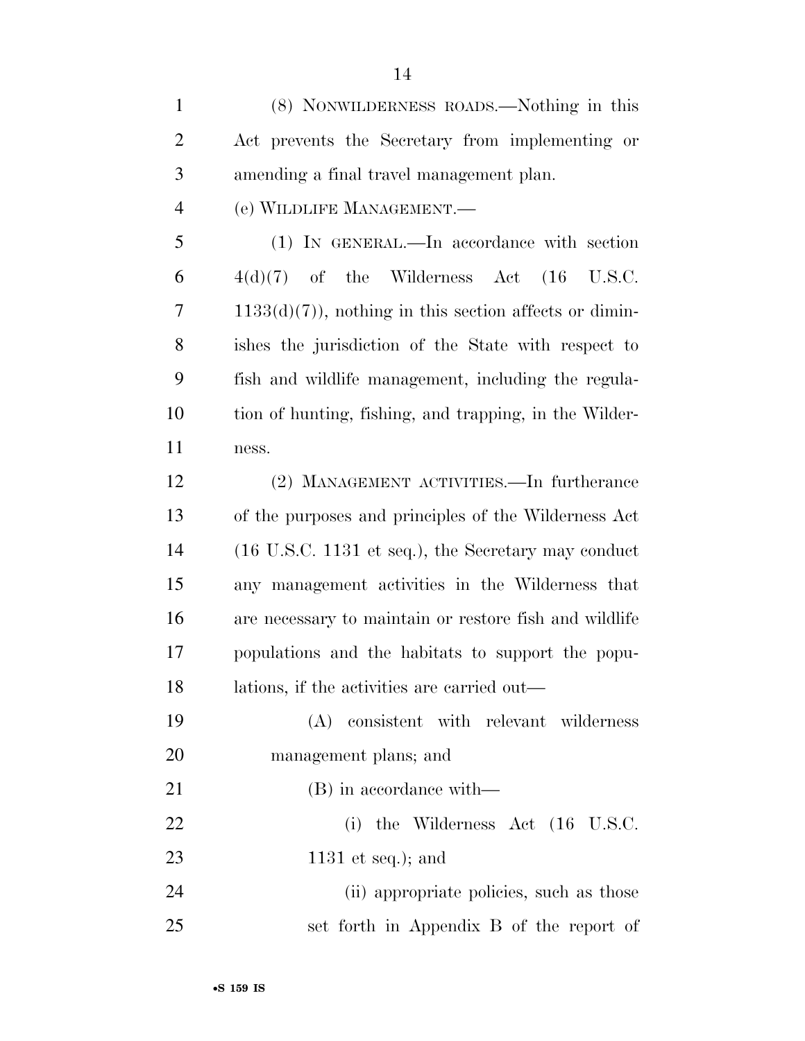(8) NONWILDERNESS ROADS.—Nothing in this Act prevents the Secretary from implementing or amending a final travel management plan.

(e) WILDLIFE MANAGEMENT.—

(1) IN GENERAL.—In accordance with section 4(d)(7) of the Wilderness Act (16 U.S.C. 1133(d)(7)), nothing in this section affects or diminishes the jurisdiction of the State with respect to fish and wildlife management, including the regulation of hunting, fishing, and trapping, in the Wilderness.

(2) MANAGEMENT ACTIVITIES.—In furtherance of the purposes and principles of the Wilderness Act (16 U.S.C. 1131 et seq.), the Secretary may conduct any management activities in the Wilderness that are necessary to maintain or restore fish and wildlife populations and the habitats to support the populations, if the activities are carried out—

(A) consistent with relevant wilderness management plans; and

(B) in accordance with—

(i) the Wilderness Act (16 U.S.C. 1131 et seq.); and

(ii) appropriate policies, such as those set forth in Appendix B of the report of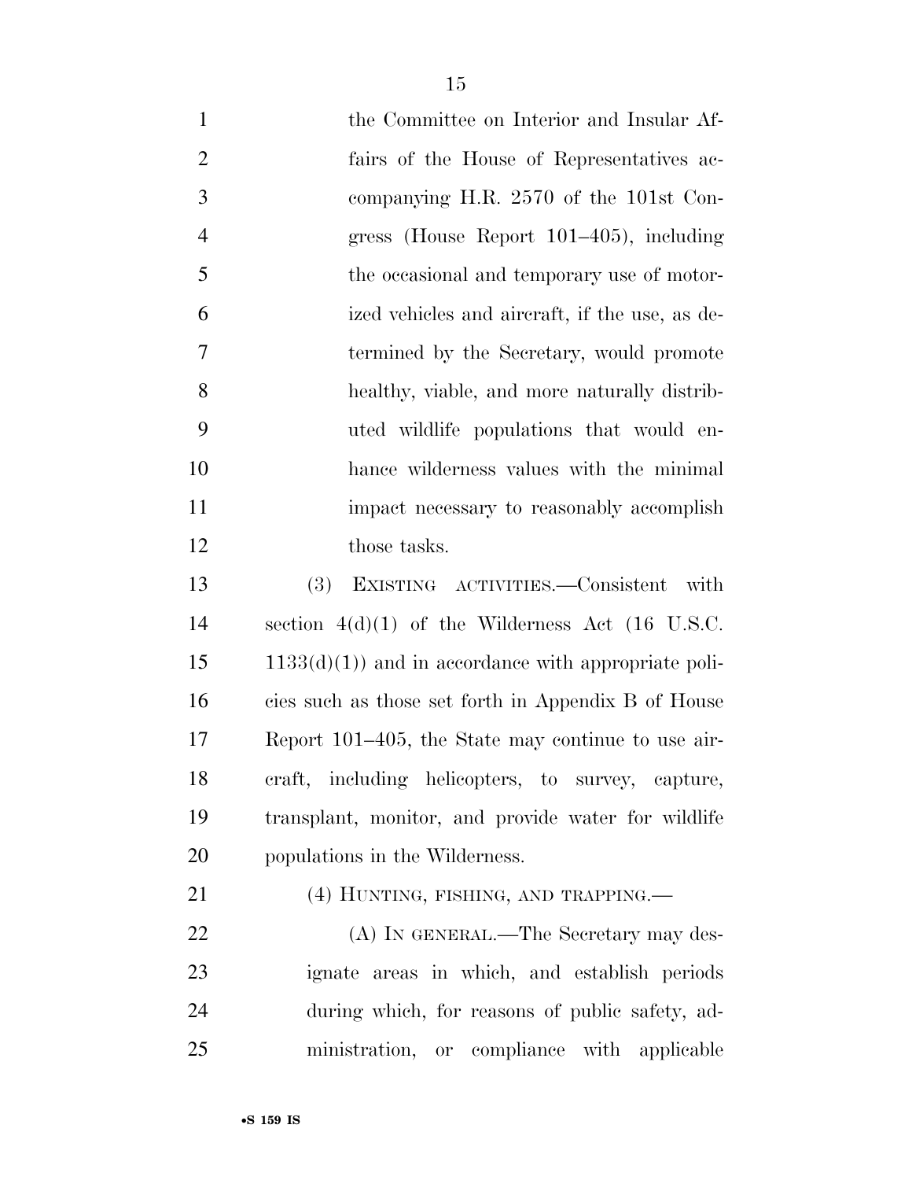the Committee on Interior and Insular Affairs of the House of Representatives accompanying H.R. 2570 of the 101st Congress (House Report 101–405), including the occasional and temporary use of motorized vehicles and aircraft, if the use, as determined by the Secretary, would promote healthy, viable, and more naturally distributed wildlife populations that would enhance wilderness values with the minimal impact necessary to reasonably accomplish those tasks.

(3) EXISTING ACTIVITIES.—Consistent with section 4(d)(1) of the Wilderness Act (16 U.S.C. 1133(d)(1)) and in accordance with appropriate policies such as those set forth in Appendix B of House Report 101–405, the State may continue to use aircraft, including helicopters, to survey, capture, transplant, monitor, and provide water for wildlife populations in the Wilderness.

(4) HUNTING, FISHING, AND TRAPPING.—

(A) IN GENERAL.—The Secretary may designate areas in which, and establish periods during which, for reasons of public safety, administration, or compliance with applicable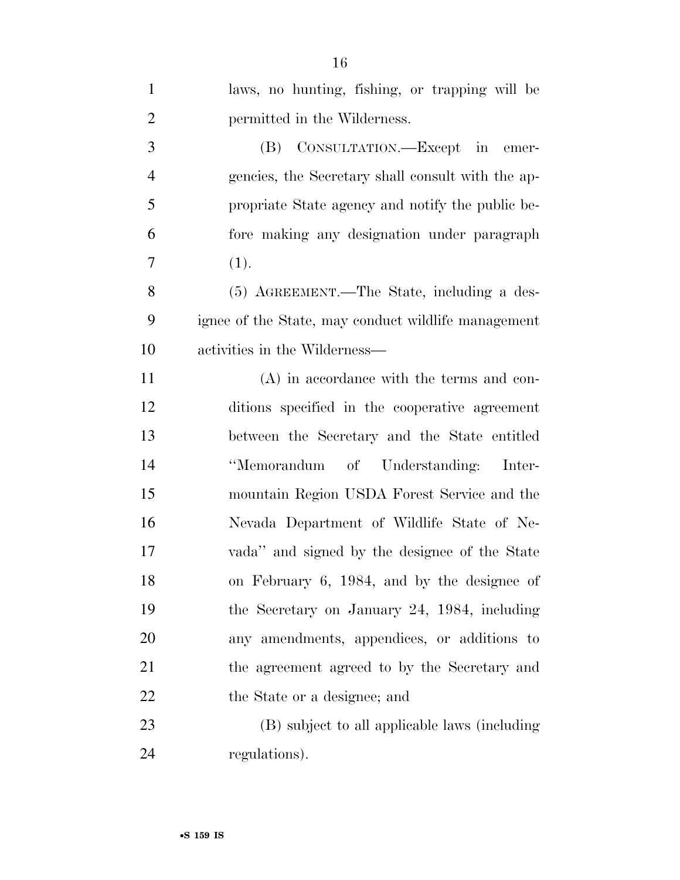laws, no hunting, fishing, or trapping will be permitted in the Wilderness.

(B) CONSULTATION.—Except in emergencies, the Secretary shall consult with the appropriate State agency and notify the public before making any designation under paragraph (1).

(5) AGREEMENT.—The State, including a designee of the State, may conduct wildlife management activities in the Wilderness—

(A) in accordance with the terms and conditions specified in the cooperative agreement between the Secretary and the State entitled "Memorandum of Understanding: Intermountain Region USDA Forest Service and the Nevada Department of Wildlife State of Nevada" and signed by the designee of the State on February 6, 1984, and by the designee of the Secretary on January 24, 1984, including any amendments, appendices, or additions to the agreement agreed to by the Secretary and the State or a designee; and

(B) subject to all applicable laws (including regulations).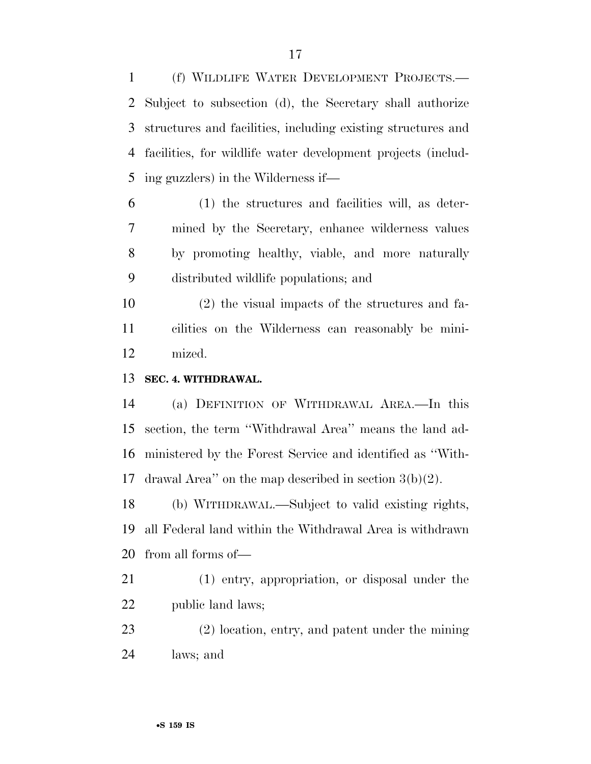(f) WILDLIFE WATER DEVELOPMENT PROJECTS.—Subject to subsection (d), the Secretary shall authorize structures and facilities, including existing structures and facilities, for wildlife water development projects (including guzzlers) in the Wilderness if—

(1) the structures and facilities will, as determined by the Secretary, enhance wilderness values by promoting healthy, viable, and more naturally distributed wildlife populations; and

(2) the visual impacts of the structures and facilities on the Wilderness can reasonably be minimized.

**SEC. 4. WITHDRAWAL.**

(a) DEFINITION OF WITHDRAWAL AREA.—In this section, the term ''Withdrawal Area'' means the land administered by the Forest Service and identified as ''Withdrawal Area'' on the map described in section 3(b)(2).

(b) WITHDRAWAL.—Subject to valid existing rights, all Federal land within the Withdrawal Area is withdrawn from all forms of—

(1) entry, appropriation, or disposal under the public land laws;

(2) location, entry, and patent under the mining laws; and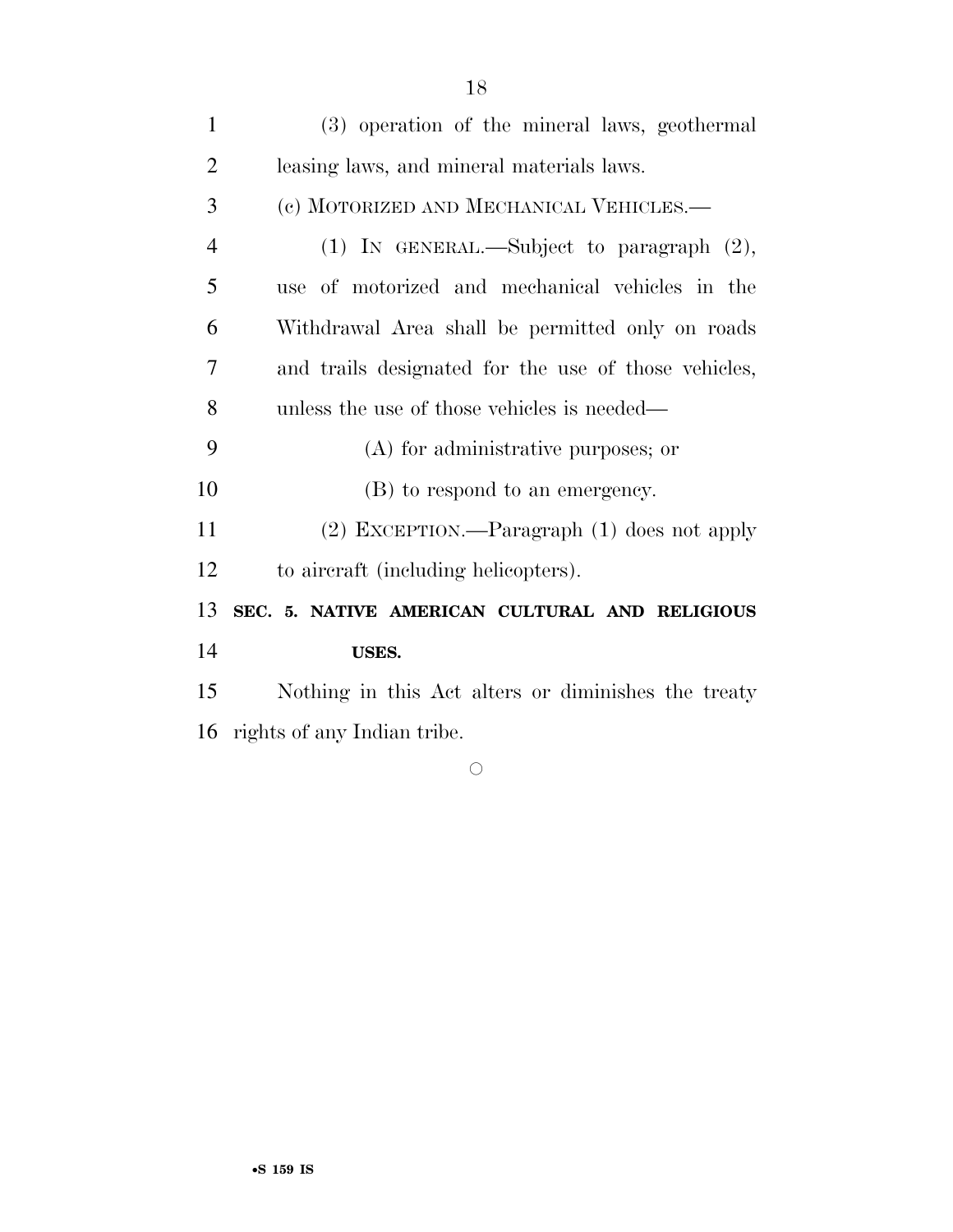(3) operation of the mineral laws, geothermal leasing laws, and mineral materials laws.

(c) MOTORIZED AND MECHANICAL VEHICLES.—

(1) IN GENERAL.—Subject to paragraph (2), use of motorized and mechanical vehicles in the Withdrawal Area shall be permitted only on roads and trails designated for the use of those vehicles, unless the use of those vehicles is needed—

(A) for administrative purposes; or

(B) to respond to an emergency.

(2) EXCEPTION.—Paragraph (1) does not apply to aircraft (including helicopters).

## SEC. 5. NATIVE AMERICAN CULTURAL AND RELIGIOUS USES.

Nothing in this Act alters or diminishes the treaty rights of any Indian tribe.

○